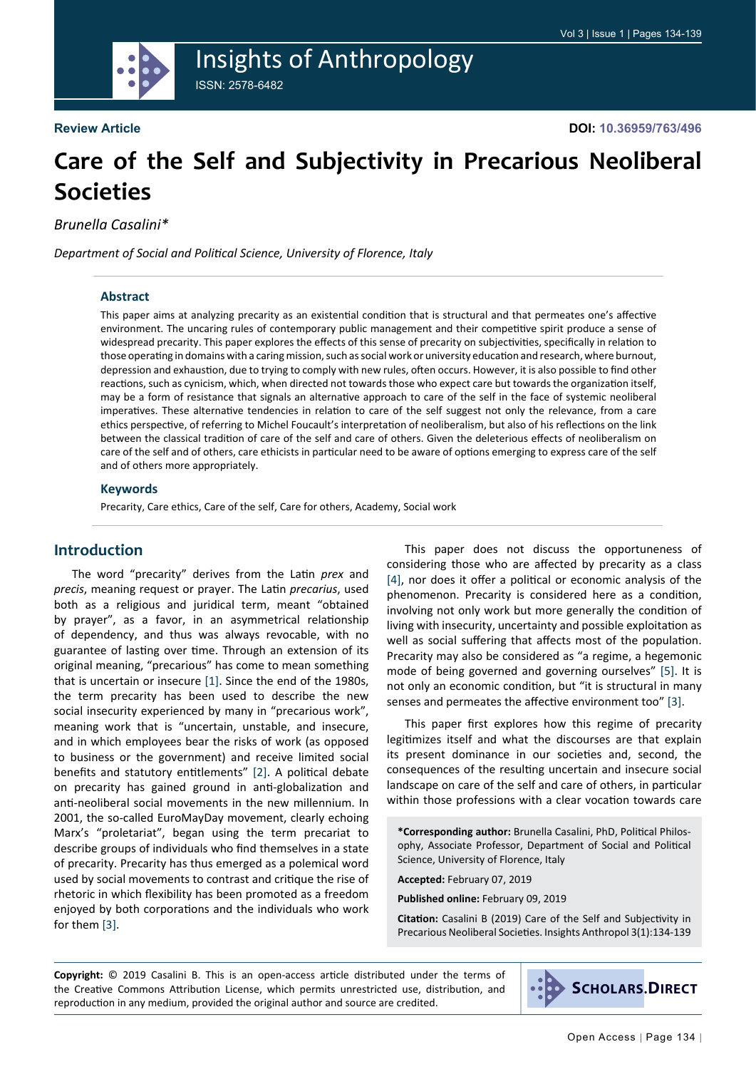Review Article

DOI: 10.36959/763/496

# Care of the Self and Subjectivity in Precarious Neoliberal Societies

*Brunella Casalini\**

*Department of Social and Political Science, University of Florence, Italy*

### Abstract

This paper aims at analyzing precarity as an existential condition that is structural and that permeates one's affective environment. The uncaring rules of contemporary public management and their competitive spirit produce a sense of widespread precarity. This paper explores the effects of this sense of precarity on subjectivities, specifically in relation to those operating in domains with a caring mission, such as social work or university education and research, where burnout, depression and exhaustion, due to trying to comply with new rules, often occurs. However, it is also possible to find other reactions, such as cynicism, which, when directed not towards those who expect care but towards the organization itself, may be a form of resistance that signals an alternative approach to care of the self in the face of systemic neoliberal imperatives. These alternative tendencies in relation to care of the self suggest not only the relevance, from a care ethics perspective, of referring to Michel Foucault's interpretation of neoliberalism, but also of his reflections on the link between the classical tradition of care of the self and care of others. Given the deleterious effects of neoliberalism on care of the self and of others, care ethicists in particular need to be aware of options emerging to express care of the self and of others more appropriately.

### Keywords

Precarity, Care ethics, Care of the self, Care for others, Academy, Social work

## Introduction

The word "precarity" derives from the Latin *prex* and *precis*, meaning request or prayer. The Latin *precarius*, used both as a religious and juridical term, meant "obtained by prayer", as a favor, in an asymmetrical relationship of dependency, and thus was always revocable, with no guarantee of lasting over time. Through an extension of its original meaning, "precarious" has come to mean something that is uncertain or insecure [1]. Since the end of the 1980s, the term precarity has been used to describe the new social insecurity experienced by many in "precarious work", meaning work that is "uncertain, unstable, and insecure, and in which employees bear the risks of work (as opposed to business or the government) and receive limited social benefits and statutory entitlements" [2]. A political debate on precarity has gained ground in anti-globalization and anti-neoliberal social movements in the new millennium. In 2001, the so-called EuroMayDay movement, clearly echoing Marx's "proletariat", began using the term precariat to describe groups of individuals who find themselves in a state of precarity. Precarity has thus emerged as a polemical word used by social movements to contrast and critique the rise of rhetoric in which flexibility has been promoted as a freedom enjoyed by both corporations and the individuals who work for them [3].

This paper does not discuss the opportuneness of considering those who are affected by precarity as a class [4], nor does it offer a political or economic analysis of the phenomenon. Precarity is considered here as a condition, involving not only work but more generally the condition of living with insecurity, uncertainty and possible exploitation as well as social suffering that affects most of the population. Precarity may also be considered as "a regime, a hegemonic mode of being governed and governing ourselves" [5]. It is not only an economic condition, but "it is structural in many senses and permeates the affective environment too" [3].

This paper first explores how this regime of precarity legitimizes itself and what the discourses are that explain its present dominance in our societies and, second, the consequences of the resulting uncertain and insecure social landscape on care of the self and care of others, in particular within those professions with a clear vocation towards care

**\*Corresponding author:** Brunella Casalini, PhD, Political Philosophy, Associate Professor, Department of Social and Political Science, University of Florence, Italy

**Accepted:** February 07, 2019

**Published online:** February 09, 2019

**Citation:** Casalini B (2019) Care of the Self and Subjectivity in Precarious Neoliberal Societies. Insights Anthropol 3(1):134-139

**Copyright:** © 2019 Casalini B. This is an open-access article distributed under the terms of the Creative Commons Attribution License, which permits unrestricted use, distribution, and reproduction in any medium, provided the original author and source are credited.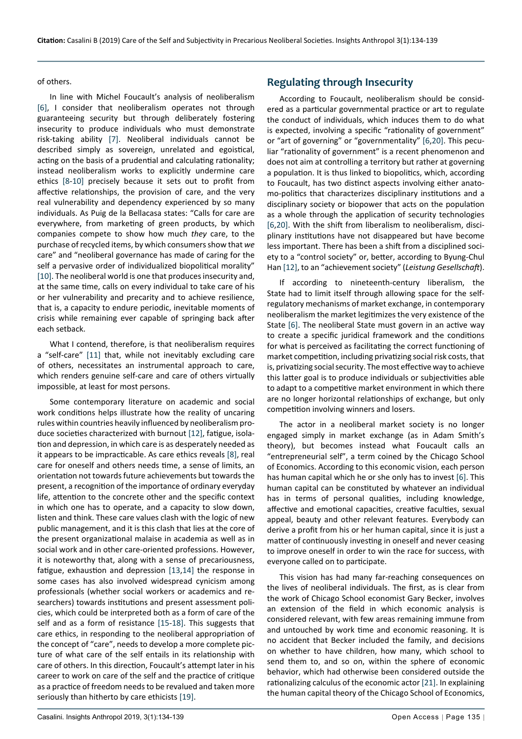of others.

In line with Michel Foucault's analysis of neoliberalism [6], I consider that neoliberalism operates not through guaranteeing security but through deliberately fostering insecurity to produce individuals who must demonstrate risk-taking ability [7]. Neoliberal individuals cannot be described simply as sovereign, unrelated and egoistical, acting on the basis of a prudential and calculating rationality; instead neoliberalism works to explicitly undermine care ethics [8-10] precisely because it sets out to profit from affective relationships, the provision of care, and the very real vulnerability and dependency experienced by so many individuals. As Puig de la Bellacasa states: "Calls for care are everywhere, from marketing of green products, by which companies compete to show how much *they* care, to the purchase of recycled items, by which consumers show that *we* care" and "neoliberal governance has made of caring for the self a pervasive order of individualized biopolitical morality" [10]. The neoliberal world is one that produces insecurity and, at the same time, calls on every individual to take care of his or her vulnerability and precarity and to achieve resilience, that is, a capacity to endure periodic, inevitable moments of crisis while remaining ever capable of springing back after each setback.

What I contend, therefore, is that neoliberalism requires a "self-care" [11] that, while not inevitably excluding care of others, necessitates an instrumental approach to care, which renders genuine self-care and care of others virtually impossible, at least for most persons.

Some contemporary literature on academic and social work conditions helps illustrate how the reality of uncaring rules within countries heavily influenced by neoliberalism produce societies characterized with burnout [12], fatigue, isolation and depression, in which care is as desperately needed as it appears to be impracticable. As care ethics reveals [8], real care for oneself and others needs time, a sense of limits, an orientation not towards future achievements but towards the present, a recognition of the importance of ordinary everyday life, attention to the concrete other and the specific context in which one has to operate, and a capacity to slow down, listen and think. These care values clash with the logic of new public management, and it is this clash that lies at the core of the present organizational malaise in academia as well as in social work and in other care-oriented professions. However, it is noteworthy that, along with a sense of precariousness, fatigue, exhaustion and depression [13,14] the response in some cases has also involved widespread cynicism among professionals (whether social workers or academics and researchers) towards institutions and present assessment policies, which could be interpreted both as a form of care of the self and as a form of resistance [15-18]. This suggests that care ethics, in responding to the neoliberal appropriation of the concept of "care", needs to develop a more complete picture of what care of the self entails in its relationship with care of others. In this direction, Foucault's attempt later in his career to work on care of the self and the practice of critique as a practice of freedom needs to be revalued and taken more seriously than hitherto by care ethicists [19].

## Regulating through Insecurity

According to Foucault, neoliberalism should be considered as a particular governmental practice or art to regulate the conduct of individuals, which induces them to do what is expected, involving a specific "rationality of government" or "art of governing" or "governmentality" [6,20]. This peculiar "rationality of government" is a recent phenomenon and does not aim at controlling a territory but rather at governing a population. It is thus linked to biopolitics, which, according to Foucault, has two distinct aspects involving either anatomo-politics that characterizes disciplinary institutions and a disciplinary society or biopower that acts on the population as a whole through the application of security technologies [6,20]. With the shift from liberalism to neoliberalism, disciplinary institutions have not disappeared but have become less important. There has been a shift from a disciplined society to a "control society" or, better, according to Byung-Chul Han [12], to an "achievement society" (*Leistung Gesellschaft*).

If according to nineteenth-century liberalism, the State had to limit itself through allowing space for the self-regulatory mechanisms of market exchange, in contemporary neoliberalism the market legitimizes the very existence of the State [6]. The neoliberal State must govern in an active way to create a specific juridical framework and the conditions for what is perceived as facilitating the correct functioning of market competition, including privatizing social risk costs, that is, privatizing social security. The most effective way to achieve this latter goal is to produce individuals or subjectivities able to adapt to a competitive market environment in which there are no longer horizontal relationships of exchange, but only competition involving winners and losers.

The actor in a neoliberal market society is no longer engaged simply in market exchange (as in Adam Smith's theory), but becomes instead what Foucault calls an "entrepreneurial self", a term coined by the Chicago School of Economics. According to this economic vision, each person has human capital which he or she only has to invest [6]. This human capital can be constituted by whatever an individual has in terms of personal qualities, including knowledge, affective and emotional capacities, creative faculties, sexual appeal, beauty and other relevant features. Everybody can derive a profit from his or her human capital, since it is just a matter of continuously investing in oneself and never ceasing to improve oneself in order to win the race for success, with everyone called on to participate.

This vision has had many far-reaching consequences on the lives of neoliberal individuals. The first, as is clear from the work of Chicago School economist Gary Becker, involves an extension of the field in which economic analysis is considered relevant, with few areas remaining immune from and untouched by work time and economic reasoning. It is no accident that Becker included the family, and decisions on whether to have children, how many, which school to send them to, and so on, within the sphere of economic behavior, which had otherwise been considered outside the rationalizing calculus of the economic actor [21]. In explaining the human capital theory of the Chicago School of Economics,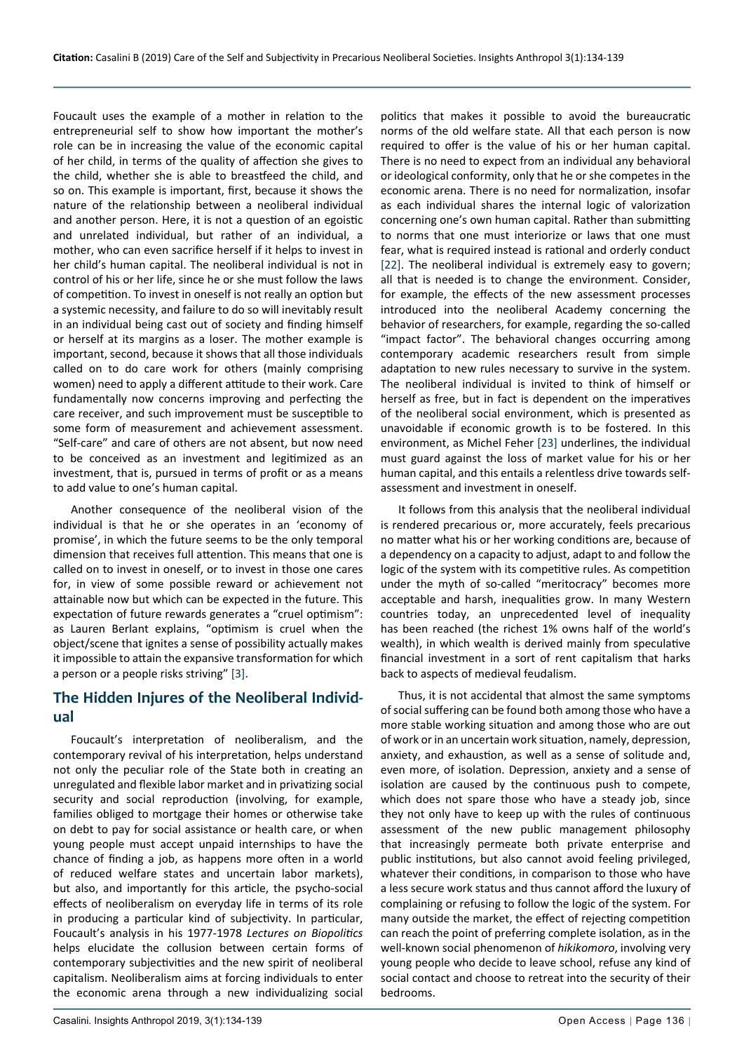Foucault uses the example of a mother in relation to the entrepreneurial self to show how important the mother's role can be in increasing the value of the economic capital of her child, in terms of the quality of affection she gives to the child, whether she is able to breastfeed the child, and so on. This example is important, first, because it shows the nature of the relationship between a neoliberal individual and another person. Here, it is not a question of an egoistic and unrelated individual, but rather of an individual, a mother, who can even sacrifice herself if it helps to invest in her child's human capital. The neoliberal individual is not in control of his or her life, since he or she must follow the laws of competition. To invest in oneself is not really an option but a systemic necessity, and failure to do so will inevitably result in an individual being cast out of society and finding himself or herself at its margins as a loser. The mother example is important, second, because it shows that all those individuals called on to do care work for others (mainly comprising women) need to apply a different attitude to their work. Care fundamentally now concerns improving and perfecting the care receiver, and such improvement must be susceptible to some form of measurement and achievement assessment. "Self-care" and care of others are not absent, but now need to be conceived as an investment and legitimized as an investment, that is, pursued in terms of profit or as a means to add value to one's human capital.

Another consequence of the neoliberal vision of the individual is that he or she operates in an 'economy of promise', in which the future seems to be the only temporal dimension that receives full attention. This means that one is called on to invest in oneself, or to invest in those one cares for, in view of some possible reward or achievement not attainable now but which can be expected in the future. This expectation of future rewards generates a "cruel optimism": as Lauren Berlant explains, "optimism is cruel when the object/scene that ignites a sense of possibility actually makes it impossible to attain the expansive transformation for which a person or a people risks striving" [3].

## The Hidden Injures of the Neoliberal Individual

Foucault's interpretation of neoliberalism, and the contemporary revival of his interpretation, helps understand not only the peculiar role of the State both in creating an unregulated and flexible labor market and in privatizing social security and social reproduction (involving, for example, families obliged to mortgage their homes or otherwise take on debt to pay for social assistance or health care, or when young people must accept unpaid internships to have the chance of finding a job, as happens more often in a world of reduced welfare states and uncertain labor markets), but also, and importantly for this article, the psycho-social effects of neoliberalism on everyday life in terms of its role in producing a particular kind of subjectivity. In particular, Foucault's analysis in his 1977-1978 *Lectures on Biopolitics* helps elucidate the collusion between certain forms of contemporary subjectivities and the new spirit of neoliberal capitalism. Neoliberalism aims at forcing individuals to enter the economic arena through a new individualizing social politics that makes it possible to avoid the bureaucratic norms of the old welfare state. All that each person is now required to offer is the value of his or her human capital. There is no need to expect from an individual any behavioral or ideological conformity, only that he or she competes in the economic arena. There is no need for normalization, insofar as each individual shares the internal logic of valorization concerning one's own human capital. Rather than submitting to norms that one must interiorize or laws that one must fear, what is required instead is rational and orderly conduct [22]. The neoliberal individual is extremely easy to govern; all that is needed is to change the environment. Consider, for example, the effects of the new assessment processes introduced into the neoliberal Academy concerning the behavior of researchers, for example, regarding the so-called "impact factor". The behavioral changes occurring among contemporary academic researchers result from simple adaptation to new rules necessary to survive in the system. The neoliberal individual is invited to think of himself or herself as free, but in fact is dependent on the imperatives of the neoliberal social environment, which is presented as unavoidable if economic growth is to be fostered. In this environment, as Michel Feher [23] underlines, the individual must guard against the loss of market value for his or her human capital, and this entails a relentless drive towards self-assessment and investment in oneself.

It follows from this analysis that the neoliberal individual is rendered precarious or, more accurately, feels precarious no matter what his or her working conditions are, because of a dependency on a capacity to adjust, adapt to and follow the logic of the system with its competitive rules. As competition under the myth of so-called "meritocracy" becomes more acceptable and harsh, inequalities grow. In many Western countries today, an unprecedented level of inequality has been reached (the richest 1% owns half of the world's wealth), in which wealth is derived mainly from speculative financial investment in a sort of rent capitalism that harks back to aspects of medieval feudalism.

Thus, it is not accidental that almost the same symptoms of social suffering can be found both among those who have a more stable working situation and among those who are out of work or in an uncertain work situation, namely, depression, anxiety, and exhaustion, as well as a sense of solitude and, even more, of isolation. Depression, anxiety and a sense of isolation are caused by the continuous push to compete, which does not spare those who have a steady job, since they not only have to keep up with the rules of continuous assessment of the new public management philosophy that increasingly permeate both private enterprise and public institutions, but also cannot avoid feeling privileged, whatever their conditions, in comparison to those who have a less secure work status and thus cannot afford the luxury of complaining or refusing to follow the logic of the system. For many outside the market, the effect of rejecting competition can reach the point of preferring complete isolation, as in the well-known social phenomenon of *hikikomoro*, involving very young people who decide to leave school, refuse any kind of social contact and choose to retreat into the security of their bedrooms.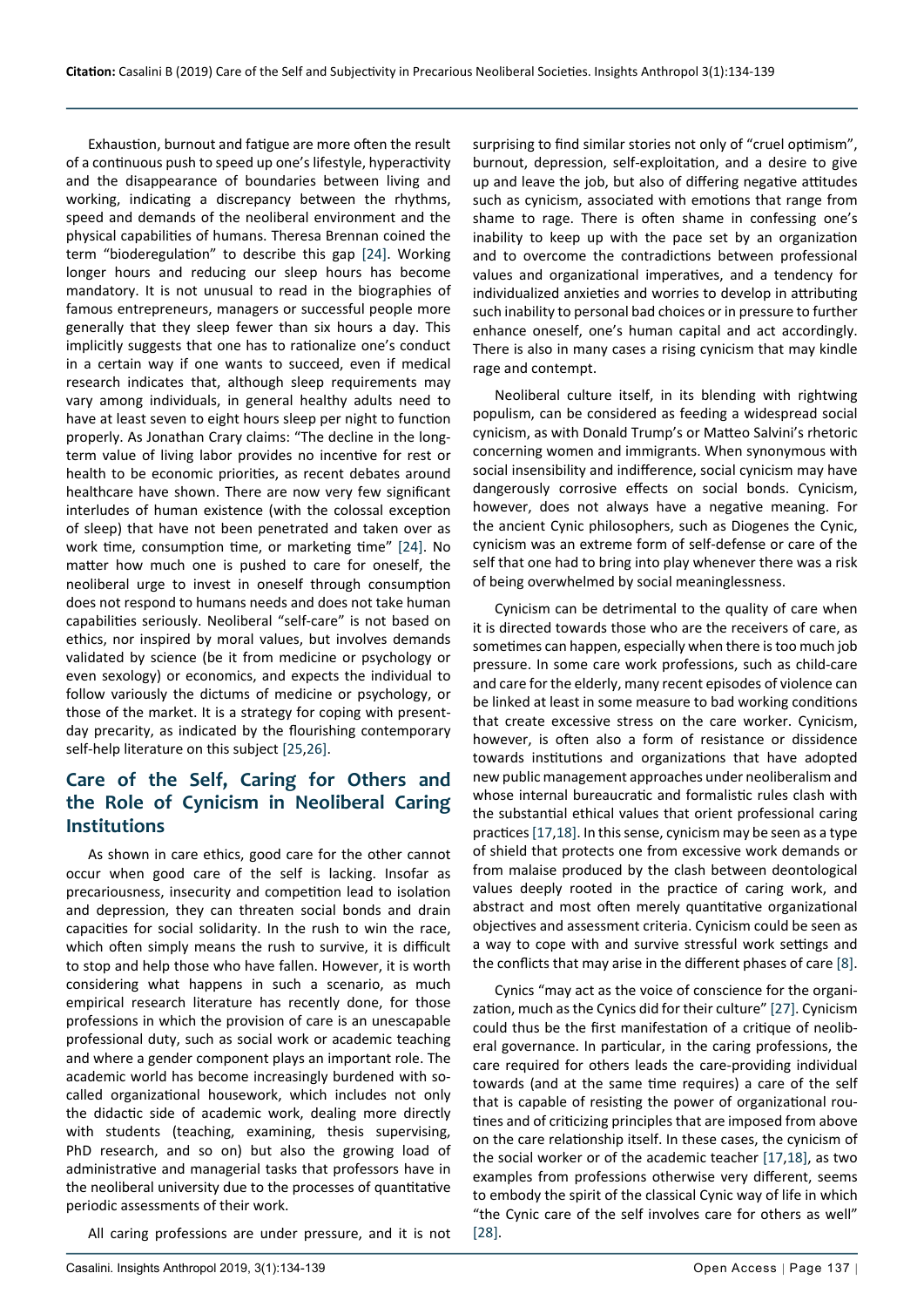Exhaustion, burnout and fatigue are more often the result of a continuous push to speed up one's lifestyle, hyperactivity and the disappearance of boundaries between living and working, indicating a discrepancy between the rhythms, speed and demands of the neoliberal environment and the physical capabilities of humans. Theresa Brennan coined the term "bioderegulation" to describe this gap [24]. Working longer hours and reducing our sleep hours has become mandatory. It is not unusual to read in the biographies of famous entrepreneurs, managers or successful people more generally that they sleep fewer than six hours a day. This implicitly suggests that one has to rationalize one's conduct in a certain way if one wants to succeed, even if medical research indicates that, although sleep requirements may vary among individuals, in general healthy adults need to have at least seven to eight hours sleep per night to function properly. As Jonathan Crary claims: "The decline in the long-term value of living labor provides no incentive for rest or health to be economic priorities, as recent debates around healthcare have shown. There are now very few significant interludes of human existence (with the colossal exception of sleep) that have not been penetrated and taken over as work time, consumption time, or marketing time" [24]. No matter how much one is pushed to care for oneself, the neoliberal urge to invest in oneself through consumption does not respond to humans needs and does not take human capabilities seriously. Neoliberal "self-care" is not based on ethics, nor inspired by moral values, but involves demands validated by science (be it from medicine or psychology or even sexology) or economics, and expects the individual to follow variously the dictums of medicine or psychology, or those of the market. It is a strategy for coping with present-day precarity, as indicated by the flourishing contemporary self-help literature on this subject [25,26].

## Care of the Self, Caring for Others and the Role of Cynicism in Neoliberal Caring Institutions

As shown in care ethics, good care for the other cannot occur when good care of the self is lacking. Insofar as precariousness, insecurity and competition lead to isolation and depression, they can threaten social bonds and drain capacities for social solidarity. In the rush to win the race, which often simply means the rush to survive, it is difficult to stop and help those who have fallen. However, it is worth considering what happens in such a scenario, as much empirical research literature has recently done, for those professions in which the provision of care is an unescapable professional duty, such as social work or academic teaching and where a gender component plays an important role. The academic world has become increasingly burdened with so-called organizational housework, which includes not only the didactic side of academic work, dealing more directly with students (teaching, examining, thesis supervising, PhD research, and so on) but also the growing load of administrative and managerial tasks that professors have in the neoliberal university due to the processes of quantitative periodic assessments of their work.

All caring professions are under pressure, and it is not surprising to find similar stories not only of "cruel optimism", burnout, depression, self-exploitation, and a desire to give up and leave the job, but also of differing negative attitudes such as cynicism, associated with emotions that range from shame to rage. There is often shame in confessing one's inability to keep up with the pace set by an organization and to overcome the contradictions between professional values and organizational imperatives, and a tendency for individualized anxieties and worries to develop in attributing such inability to personal bad choices or in pressure to further enhance oneself, one's human capital and act accordingly. There is also in many cases a rising cynicism that may kindle rage and contempt.

Neoliberal culture itself, in its blending with rightwing populism, can be considered as feeding a widespread social cynicism, as with Donald Trump's or Matteo Salvini's rhetoric concerning women and immigrants. When synonymous with social insensibility and indifference, social cynicism may have dangerously corrosive effects on social bonds. Cynicism, however, does not always have a negative meaning. For the ancient Cynic philosophers, such as Diogenes the Cynic, cynicism was an extreme form of self-defense or care of the self that one had to bring into play whenever there was a risk of being overwhelmed by social meaninglessness.

Cynicism can be detrimental to the quality of care when it is directed towards those who are the receivers of care, as sometimes can happen, especially when there is too much job pressure. In some care work professions, such as child-care and care for the elderly, many recent episodes of violence can be linked at least in some measure to bad working conditions that create excessive stress on the care worker. Cynicism, however, is often also a form of resistance or dissidence towards institutions and organizations that have adopted new public management approaches under neoliberalism and whose internal bureaucratic and formalistic rules clash with the substantial ethical values that orient professional caring practices [17,18]. In this sense, cynicism may be seen as a type of shield that protects one from excessive work demands or from malaise produced by the clash between deontological values deeply rooted in the practice of caring work, and abstract and most often merely quantitative organizational objectives and assessment criteria. Cynicism could be seen as a way to cope with and survive stressful work settings and the conflicts that may arise in the different phases of care [8].

Cynics "may act as the voice of conscience for the organization, much as the Cynics did for their culture" [27]. Cynicism could thus be the first manifestation of a critique of neoliberal governance. In particular, in the caring professions, the care required for others leads the care-providing individual towards (and at the same time requires) a care of the self that is capable of resisting the power of organizational routines and of criticizing principles that are imposed from above on the care relationship itself. In these cases, the cynicism of the social worker or of the academic teacher [17,18], as two examples from professions otherwise very different, seems to embody the spirit of the classical Cynic way of life in which "the Cynic care of the self involves care for others as well" [28].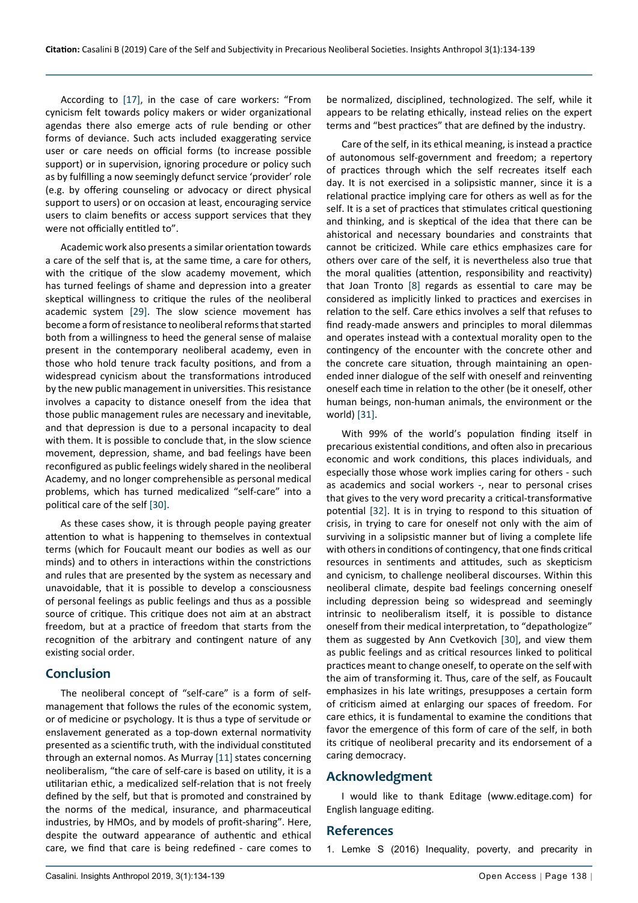According to [17], in the case of care workers: "From cynicism felt towards policy makers or wider organizational agendas there also emerge acts of rule bending or other forms of deviance. Such acts included exaggerating service user or care needs on official forms (to increase possible support) or in supervision, ignoring procedure or policy such as by fulfilling a now seemingly defunct service 'provider' role (e.g. by offering counseling or advocacy or direct physical support to users) or on occasion at least, encouraging service users to claim benefits or access support services that they were not officially entitled to".

Academic work also presents a similar orientation towards a care of the self that is, at the same time, a care for others, with the critique of the slow academy movement, which has turned feelings of shame and depression into a greater skeptical willingness to critique the rules of the neoliberal academic system [29]. The slow science movement has become a form of resistance to neoliberal reforms that started both from a willingness to heed the general sense of malaise present in the contemporary neoliberal academy, even in those who hold tenure track faculty positions, and from a widespread cynicism about the transformations introduced by the new public management in universities. This resistance involves a capacity to distance oneself from the idea that those public management rules are necessary and inevitable, and that depression is due to a personal incapacity to deal with them. It is possible to conclude that, in the slow science movement, depression, shame, and bad feelings have been reconfigured as public feelings widely shared in the neoliberal Academy, and no longer comprehensible as personal medical problems, which has turned medicalized "self-care" into a political care of the self [30].

As these cases show, it is through people paying greater attention to what is happening to themselves in contextual terms (which for Foucault meant our bodies as well as our minds) and to others in interactions within the constrictions and rules that are presented by the system as necessary and unavoidable, that it is possible to develop a consciousness of personal feelings as public feelings and thus as a possible source of critique. This critique does not aim at an abstract freedom, but at a practice of freedom that starts from the recognition of the arbitrary and contingent nature of any existing social order.

## Conclusion

The neoliberal concept of "self-care" is a form of self-management that follows the rules of the economic system, or of medicine or psychology. It is thus a type of servitude or enslavement generated as a top-down external normativity presented as a scientific truth, with the individual constituted through an external nomos. As Murray [11] states concerning neoliberalism, "the care of self-care is based on utility, it is a utilitarian ethic, a medicalized self-relation that is not freely defined by the self, but that is promoted and constrained by the norms of the medical, insurance, and pharmaceutical industries, by HMOs, and by models of profit-sharing". Here, despite the outward appearance of authentic and ethical care, we find that care is being redefined - care comes to be normalized, disciplined, technologized. The self, while it appears to be relating ethically, instead relies on the expert terms and "best practices" that are defined by the industry.

Care of the self, in its ethical meaning, is instead a practice of autonomous self-government and freedom; a repertory of practices through which the self recreates itself each day. It is not exercised in a solipsistic manner, since it is a relational practice implying care for others as well as for the self. It is a set of practices that stimulates critical questioning and thinking, and is skeptical of the idea that there can be ahistorical and necessary boundaries and constraints that cannot be criticized. While care ethics emphasizes care for others over care of the self, it is nevertheless also true that the moral qualities (attention, responsibility and reactivity) that Joan Tronto [8] regards as essential to care may be considered as implicitly linked to practices and exercises in relation to the self. Care ethics involves a self that refuses to find ready-made answers and principles to moral dilemmas and operates instead with a contextual morality open to the contingency of the encounter with the concrete other and the concrete care situation, through maintaining an open-ended inner dialogue of the self with oneself and reinventing oneself each time in relation to the other (be it oneself, other human beings, non-human animals, the environment or the world) [31].

With 99% of the world's population finding itself in precarious existential conditions, and often also in precarious economic and work conditions, this places individuals, and especially those whose work implies caring for others - such as academics and social workers -, near to personal crises that gives to the very word precarity a critical-transformative potential [32]. It is in trying to respond to this situation of crisis, in trying to care for oneself not only with the aim of surviving in a solipsistic manner but of living a complete life with others in conditions of contingency, that one finds critical resources in sentiments and attitudes, such as skepticism and cynicism, to challenge neoliberal discourses. Within this neoliberal climate, despite bad feelings concerning oneself including depression being so widespread and seemingly intrinsic to neoliberalism itself, it is possible to distance oneself from their medical interpretation, to "depathologize" them as suggested by Ann Cvetkovich [30], and view them as public feelings and as critical resources linked to political practices meant to change oneself, to operate on the self with the aim of transforming it. Thus, care of the self, as Foucault emphasizes in his late writings, presupposes a certain form of criticism aimed at enlarging our spaces of freedom. For care ethics, it is fundamental to examine the conditions that favor the emergence of this form of care of the self, in both its critique of neoliberal precarity and its endorsement of a caring democracy.

## Acknowledgment

I would like to thank Editage (www.editage.com) for English language editing.

## References

1. Lemke S (2016) Inequality, poverty, and precarity in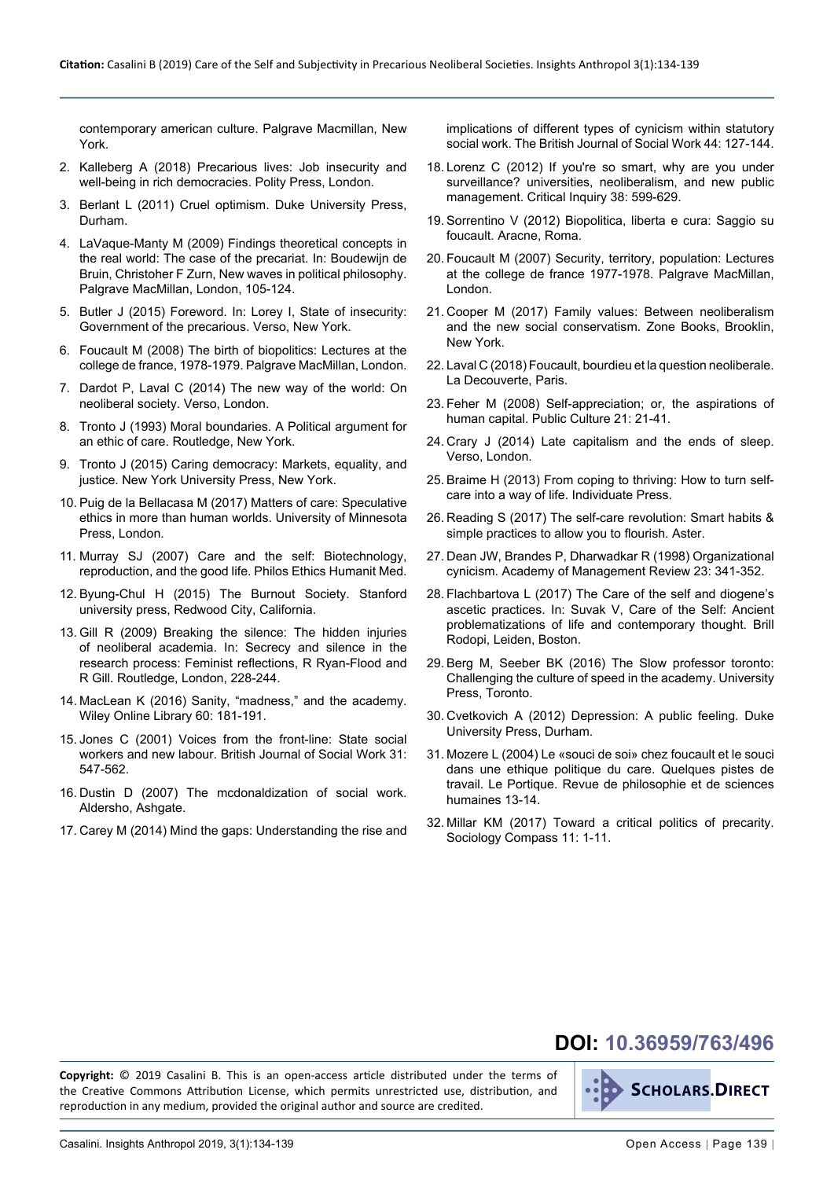contemporary american culture. Palgrave Macmillan, New York.

2. Kalleberg A (2018) Precarious lives: Job insecurity and well-being in rich democracies. Polity Press, London.
3. Berlant L (2011) Cruel optimism. Duke University Press, Durham.
4. LaVaque-Manty M (2009) Findings theoretical concepts in the real world: The case of the precariat. In: Boudewijn de Bruin, Christoher F Zurn, New waves in political philosophy. Palgrave MacMillan, London, 105-124.
5. Butler J (2015) Foreword. In: Lorey I, State of insecurity: Government of the precarious. Verso, New York.
6. Foucault M (2008) The birth of biopolitics: Lectures at the college de france, 1978-1979. Palgrave MacMillan, London.
7. Dardot P, Laval C (2014) The new way of the world: On neoliberal society. Verso, London.
8. Tronto J (1993) Moral boundaries. A Political argument for an ethic of care. Routledge, New York.
9. Tronto J (2015) Caring democracy: Markets, equality, and justice. New York University Press, New York.
10. Puig de la Bellacasa M (2017) Matters of care: Speculative ethics in more than human worlds. University of Minnesota Press, London.
11. Murray SJ (2007) Care and the self: Biotechnology, reproduction, and the good life. Philos Ethics Humanit Med.
12. Byung-Chul H (2015) The Burnout Society. Stanford university press, Redwood City, California.
13. Gill R (2009) Breaking the silence: The hidden injuries of neoliberal academia. In: Secrecy and silence in the research process: Feminist reflections, R Ryan-Flood and R Gill. Routledge, London, 228-244.
14. MacLean K (2016) Sanity, "madness," and the academy. Wiley Online Library 60: 181-191.
15. Jones C (2001) Voices from the front-line: State social workers and new labour. British Journal of Social Work 31: 547-562.
16. Dustin D (2007) The mcdonaldization of social work. Aldersho, Ashgate.
17. Carey M (2014) Mind the gaps: Understanding the rise and implications of different types of cynicism within statutory social work. The British Journal of Social Work 44: 127-144.
18. Lorenz C (2012) If you're so smart, why are you under surveillance? universities, neoliberalism, and new public management. Critical Inquiry 38: 599-629.
19. Sorrentino V (2012) Biopolitica, liberta e cura: Saggio su foucault. Aracne, Roma.
20. Foucault M (2007) Security, territory, population: Lectures at the college de france 1977-1978. Palgrave MacMillan, London.
21. Cooper M (2017) Family values: Between neoliberalism and the new social conservatism. Zone Books, Brooklin, New York.
22. Laval C (2018) Foucault, bourdieu et la question neoliberale. La Decouverte, Paris.
23. Feher M (2008) Self-appreciation; or, the aspirations of human capital. Public Culture 21: 21-41.
24. Crary J (2014) Late capitalism and the ends of sleep. Verso, London.
25. Braime H (2013) From coping to thriving: How to turn self-care into a way of life. Individuate Press.
26. Reading S (2017) The self-care revolution: Smart habits & simple practices to allow you to flourish. Aster.
27. Dean JW, Brandes P, Dharwadkar R (1998) Organizational cynicism. Academy of Management Review 23: 341-352.
28. Flachbartova L (2017) The Care of the self and diogene's ascetic practices. In: Suvak V, Care of the Self: Ancient problematizations of life and contemporary thought. Brill Rodopi, Leiden, Boston.
29. Berg M, Seeber BK (2016) The Slow professor toronto: Challenging the culture of speed in the academy. University Press, Toronto.
30. Cvetkovich A (2012) Depression: A public feeling. Duke University Press, Durham.
31. Mozere L (2004) Le «souci de soi» chez foucault et le souci dans une ethique politique du care. Quelques pistes de travail. Le Portique. Revue de philosophie et de sciences humaines 13-14.
32. Millar KM (2017) Toward a critical politics of precarity. Sociology Compass 11: 1-11.

**Copyright:** © 2019 Casalini B. This is an open-access article distributed under the terms of the Creative Commons Attribution License, which permits unrestricted use, distribution, and reproduction in any medium, provided the original author and source are credited.